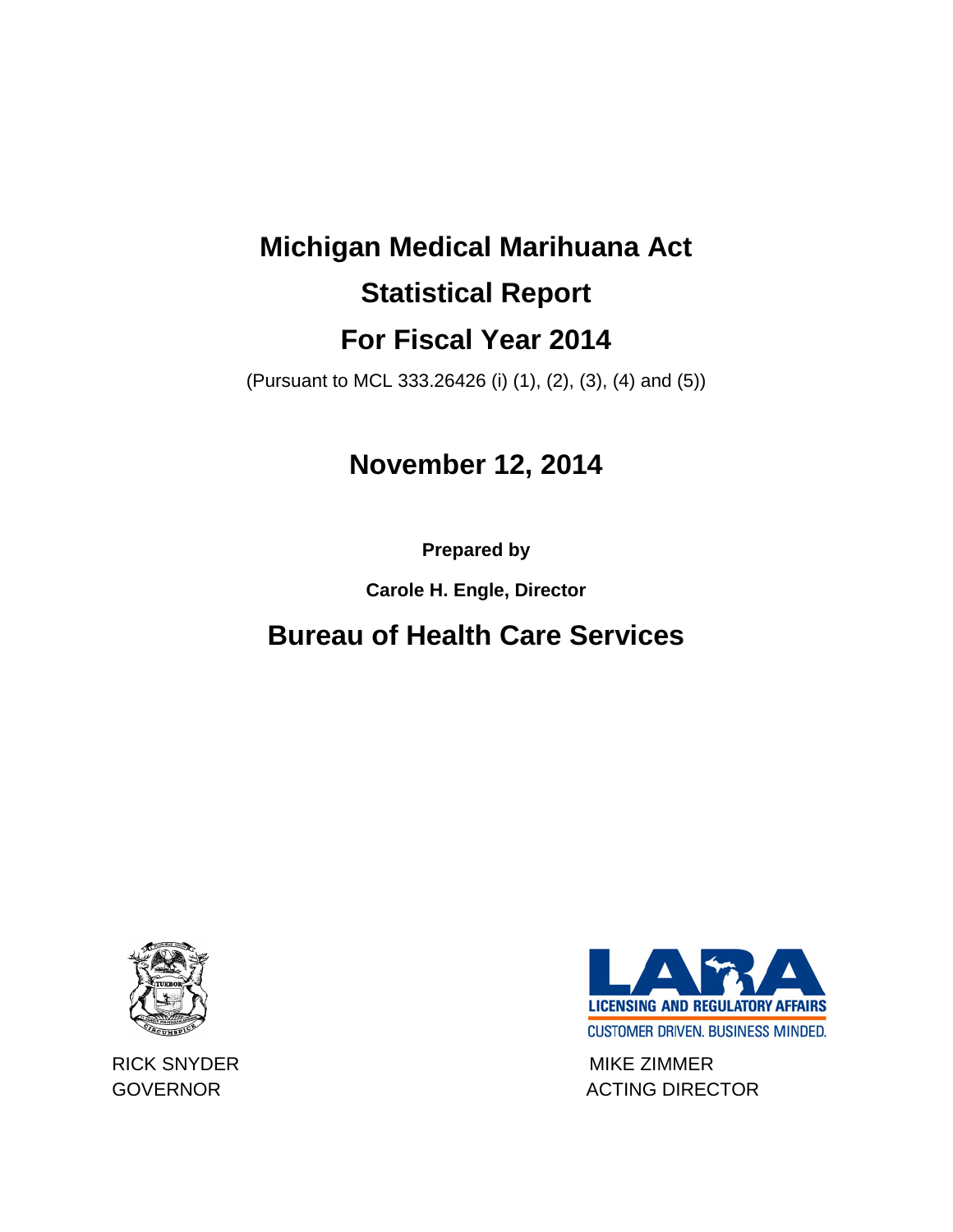# Michigan Medical Marihuana Act

# Statistical Report

# For Fiscal Year 2014

(Pursuant to MCL 333.26426 (i) (1), (2), (3), (4) and (5))

## November 12, 2014

**Prepared by**

**Carole H. Engle, Director**

## Bureau of Health Care Services

LICENSING AND REGULATORY AFFAIRS

CUSTOMER DRIVEN. BUSINESS MINDED.

RICK SNYDER
GOVERNOR

MIKE ZIMMER
ACTING DIRECTOR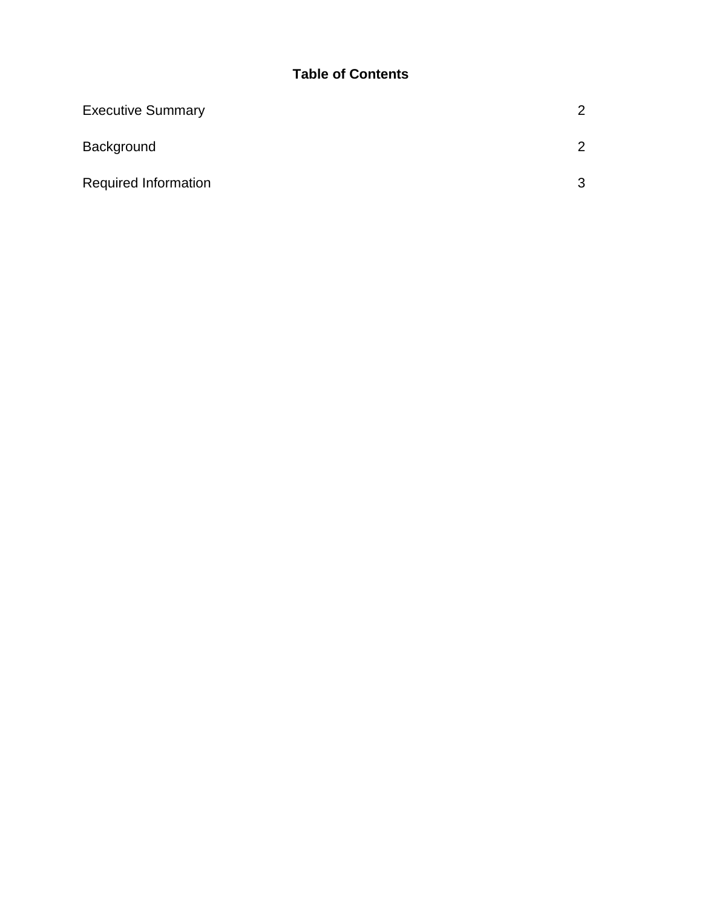## Table of Contents

| | |
|---|---|
| Executive Summary | 2 |
| Background | 2 |
| Required Information | 3 |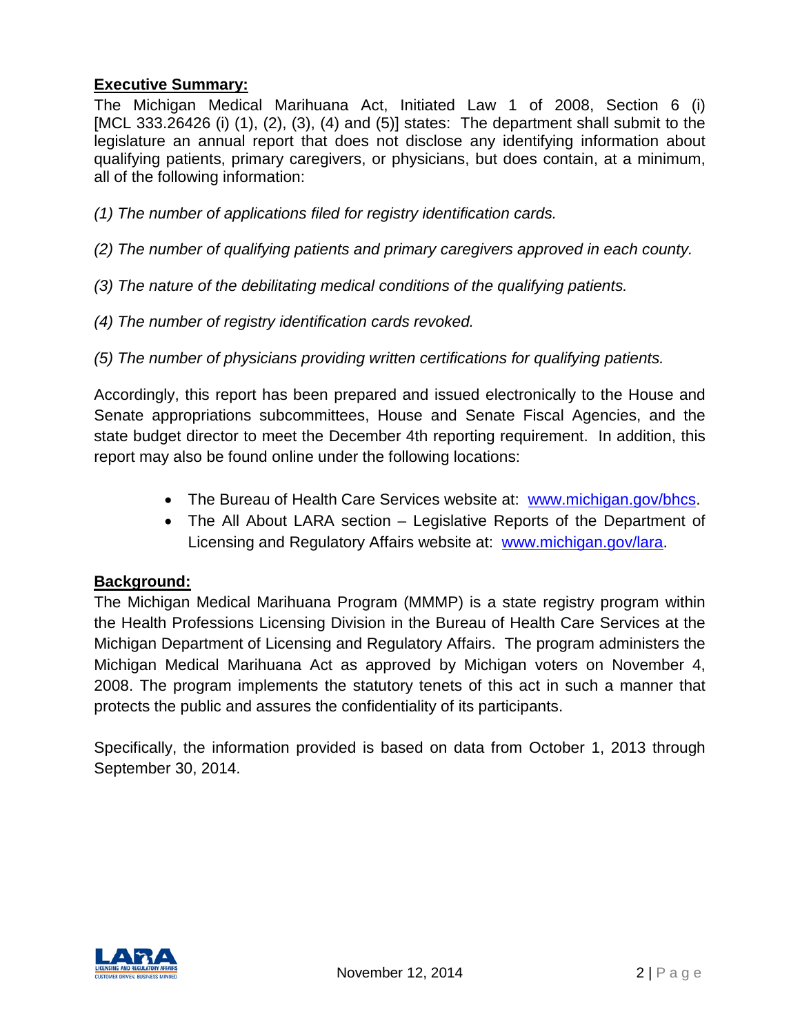## Executive Summary:

The Michigan Medical Marihuana Act, Initiated Law 1 of 2008, Section 6 (i) [MCL 333.26426 (i) (1), (2), (3), (4) and (5)] states: The department shall submit to the legislature an annual report that does not disclose any identifying information about qualifying patients, primary caregivers, or physicians, but does contain, at a minimum, all of the following information:

*(1) The number of applications filed for registry identification cards.*

*(2) The number of qualifying patients and primary caregivers approved in each county.*

*(3) The nature of the debilitating medical conditions of the qualifying patients.*

*(4) The number of registry identification cards revoked.*

*(5) The number of physicians providing written certifications for qualifying patients.*

Accordingly, this report has been prepared and issued electronically to the House and Senate appropriations subcommittees, House and Senate Fiscal Agencies, and the state budget director to meet the December 4th reporting requirement. In addition, this report may also be found online under the following locations:

- The Bureau of Health Care Services website at: [www.michigan.gov/bhcs](http://www.michigan.gov/bhcs).
- The All About LARA section – Legislative Reports of the Department of Licensing and Regulatory Affairs website at: [www.michigan.gov/lara](http://www.michigan.gov/lara).

## Background:

The Michigan Medical Marihuana Program (MMMP) is a state registry program within the Health Professions Licensing Division in the Bureau of Health Care Services at the Michigan Department of Licensing and Regulatory Affairs. The program administers the Michigan Medical Marihuana Act as approved by Michigan voters on November 4, 2008. The program implements the statutory tenets of this act in such a manner that protects the public and assures the confidentiality of its participants.

Specifically, the information provided is based on data from October 1, 2013 through September 30, 2014.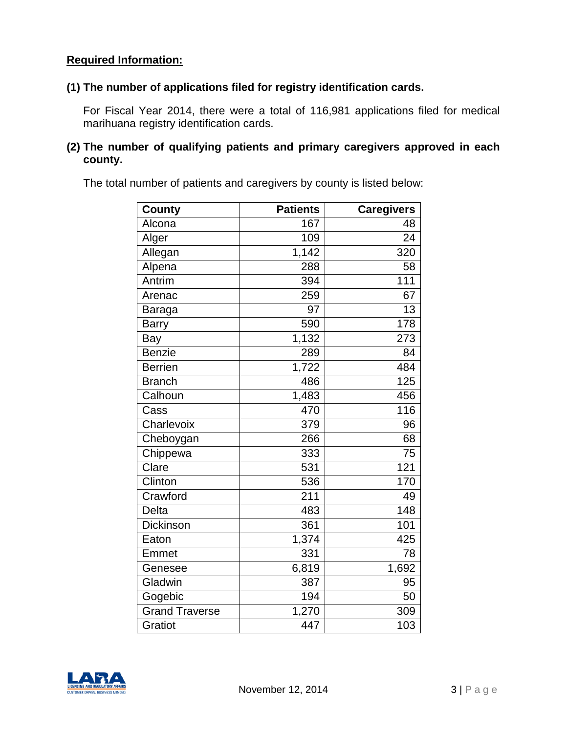**<u>Required Information:</u>**

**(1) The number of applications filed for registry identification cards.**

For Fiscal Year 2014, there were a total of 116,981 applications filed for medical marihuana registry identification cards.

**(2) The number of qualifying patients and primary caregivers approved in each county.**

The total number of patients and caregivers by county is listed below:

| County | Patients | Caregivers |
|---|---:|---:|
| Alcona | 167 | 48 |
| Alger | 109 | 24 |
| Allegan | 1,142 | 320 |
| Alpena | 288 | 58 |
| Antrim | 394 | 111 |
| Arenac | 259 | 67 |
| Baraga | 97 | 13 |
| Barry | 590 | 178 |
| Bay | 1,132 | 273 |
| Benzie | 289 | 84 |
| Berrien | 1,722 | 484 |
| Branch | 486 | 125 |
| Calhoun | 1,483 | 456 |
| Cass | 470 | 116 |
| Charlevoix | 379 | 96 |
| Cheboygan | 266 | 68 |
| Chippewa | 333 | 75 |
| Clare | 531 | 121 |
| Clinton | 536 | 170 |
| Crawford | 211 | 49 |
| Delta | 483 | 148 |
| Dickinson | 361 | 101 |
| Eaton | 1,374 | 425 |
| Emmet | 331 | 78 |
| Genesee | 6,819 | 1,692 |
| Gladwin | 387 | 95 |
| Gogebic | 194 | 50 |
| Grand Traverse | 1,270 | 309 |
| Gratiot | 447 | 103 |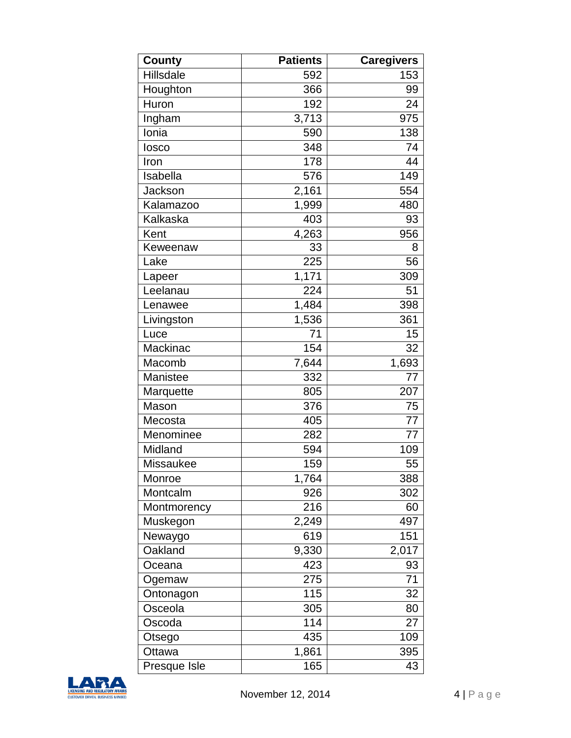| County | Patients | Caregivers |
|---|---|---|
| Hillsdale | 592 | 153 |
| Houghton | 366 | 99 |
| Huron | 192 | 24 |
| Ingham | 3,713 | 975 |
| Ionia | 590 | 138 |
| Iosco | 348 | 74 |
| Iron | 178 | 44 |
| Isabella | 576 | 149 |
| Jackson | 2,161 | 554 |
| Kalamazoo | 1,999 | 480 |
| Kalkaska | 403 | 93 |
| Kent | 4,263 | 956 |
| Keweenaw | 33 | 8 |
| Lake | 225 | 56 |
| Lapeer | 1,171 | 309 |
| Leelanau | 224 | 51 |
| Lenawee | 1,484 | 398 |
| Livingston | 1,536 | 361 |
| Luce | 71 | 15 |
| Mackinac | 154 | 32 |
| Macomb | 7,644 | 1,693 |
| Manistee | 332 | 77 |
| Marquette | 805 | 207 |
| Mason | 376 | 75 |
| Mecosta | 405 | 77 |
| Menominee | 282 | 77 |
| Midland | 594 | 109 |
| Missaukee | 159 | 55 |
| Monroe | 1,764 | 388 |
| Montcalm | 926 | 302 |
| Montmorency | 216 | 60 |
| Muskegon | 2,249 | 497 |
| Newaygo | 619 | 151 |
| Oakland | 9,330 | 2,017 |
| Oceana | 423 | 93 |
| Ogemaw | 275 | 71 |
| Ontonagon | 115 | 32 |
| Osceola | 305 | 80 |
| Oscoda | 114 | 27 |
| Otsego | 435 | 109 |
| Ottawa | 1,861 | 395 |
| Presque Isle | 165 | 43 |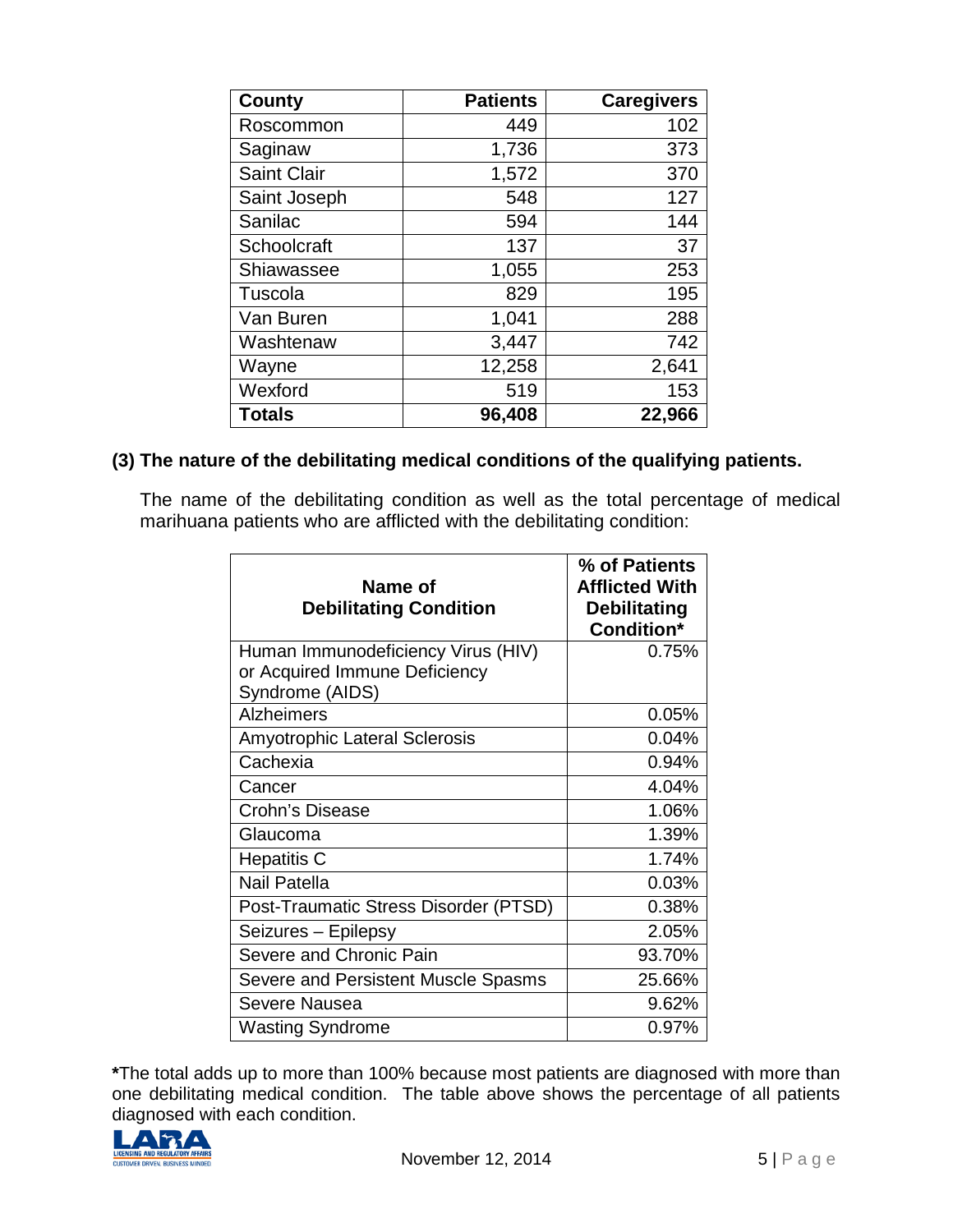| County | Patients | Caregivers |
|---|---|---|
| Roscommon | 449 | 102 |
| Saginaw | 1,736 | 373 |
| Saint Clair | 1,572 | 370 |
| Saint Joseph | 548 | 127 |
| Sanilac | 594 | 144 |
| Schoolcraft | 137 | 37 |
| Shiawassee | 1,055 | 253 |
| Tuscola | 829 | 195 |
| Van Buren | 1,041 | 288 |
| Washtenaw | 3,447 | 742 |
| Wayne | 12,258 | 2,641 |
| Wexford | 519 | 153 |
| **Totals** | **96,408** | **22,966** |

**(3) The nature of the debilitating medical conditions of the qualifying patients.**

The name of the debilitating condition as well as the total percentage of medical marihuana patients who are afflicted with the debilitating condition:

| Name of Debilitating Condition | % of Patients Afflicted With Debilitating Condition* |
|---|---|
| Human Immunodeficiency Virus (HIV) or Acquired Immune Deficiency Syndrome (AIDS) | 0.75% |
| Alzheimers | 0.05% |
| Amyotrophic Lateral Sclerosis | 0.04% |
| Cachexia | 0.94% |
| Cancer | 4.04% |
| Crohn's Disease | 1.06% |
| Glaucoma | 1.39% |
| Hepatitis C | 1.74% |
| Nail Patella | 0.03% |
| Post-Traumatic Stress Disorder (PTSD) | 0.38% |
| Seizures – Epilepsy | 2.05% |
| Severe and Chronic Pain | 93.70% |
| Severe and Persistent Muscle Spasms | 25.66% |
| Severe Nausea | 9.62% |
| Wasting Syndrome | 0.97% |

**\***The total adds up to more than 100% because most patients are diagnosed with more than one debilitating medical condition. The table above shows the percentage of all patients diagnosed with each condition.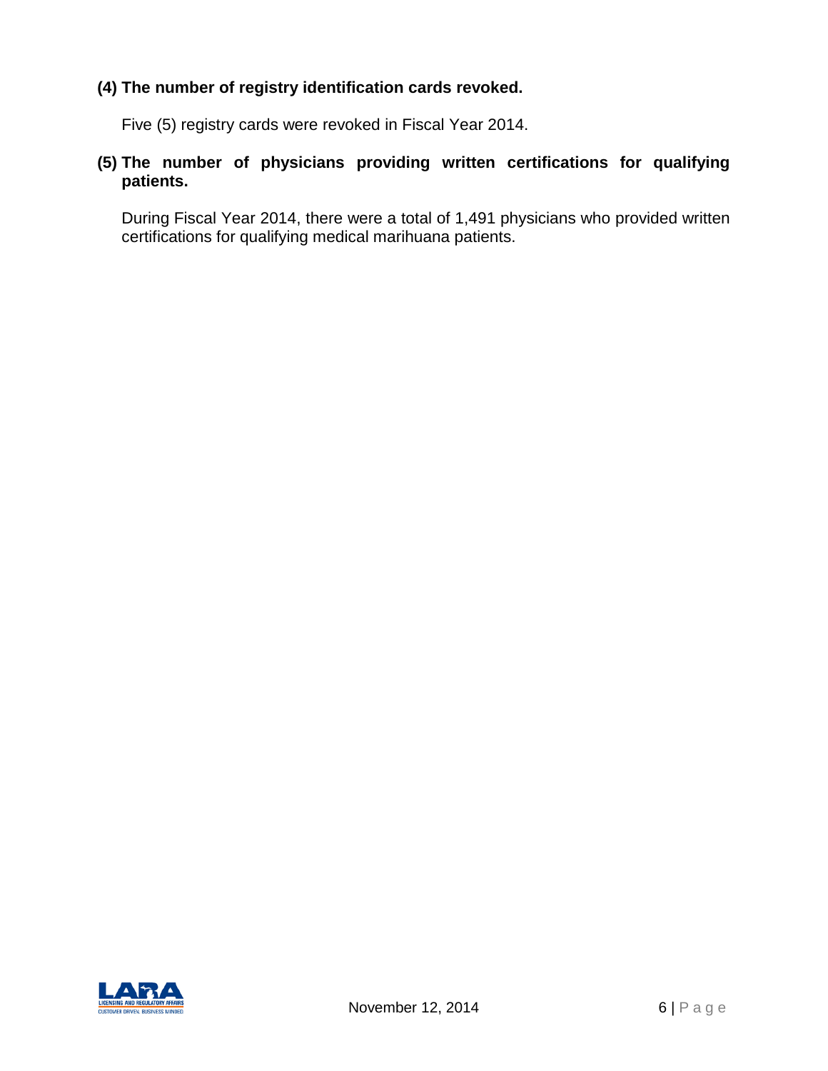**(4) The number of registry identification cards revoked.**

Five (5) registry cards were revoked in Fiscal Year 2014.

**(5) The number of physicians providing written certifications for qualifying patients.**

During Fiscal Year 2014, there were a total of 1,491 physicians who provided written certifications for qualifying medical marihuana patients.